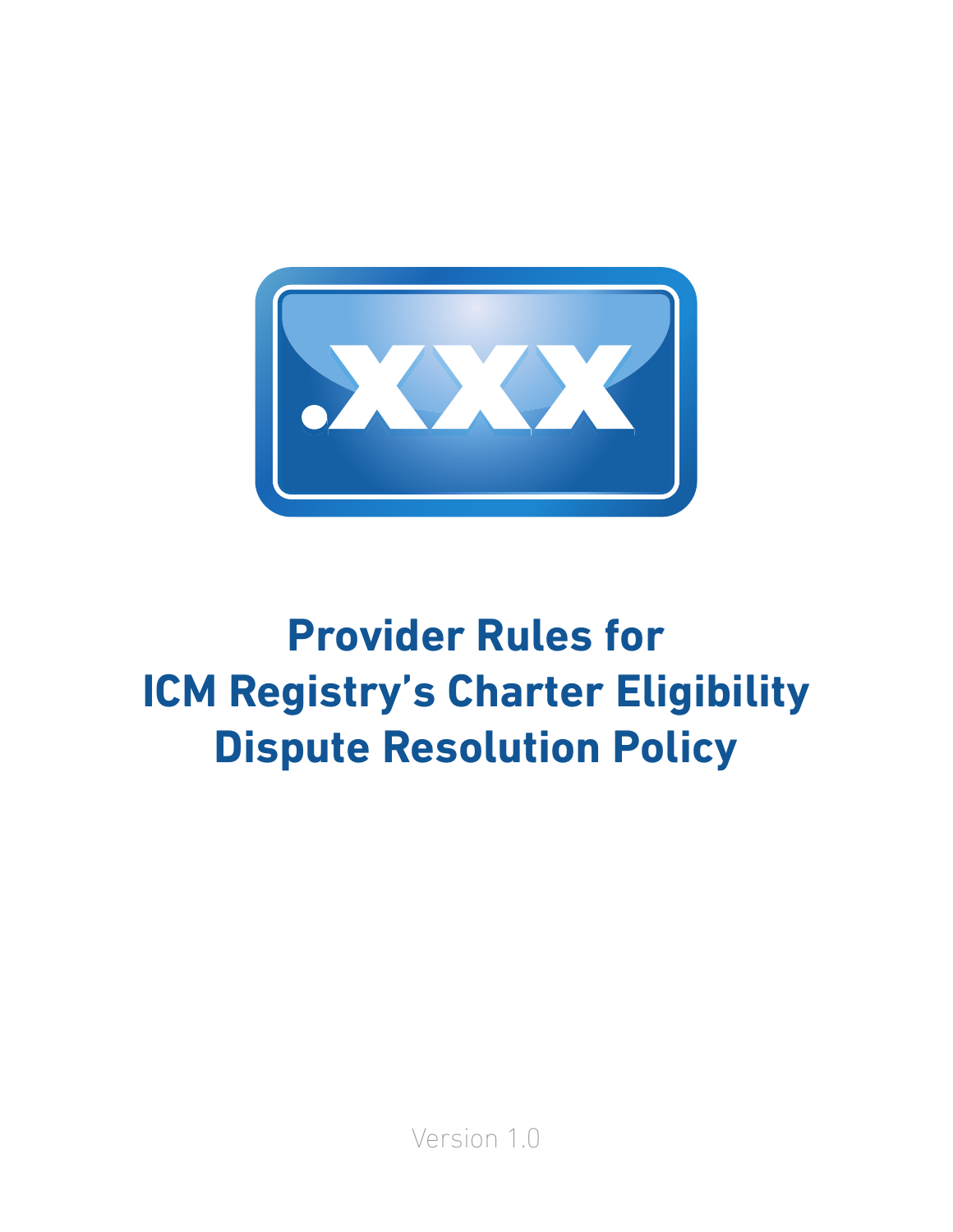# Provider Rules for ICM Registry's Charter Eligibility Dispute Resolution Policy

Version 1.0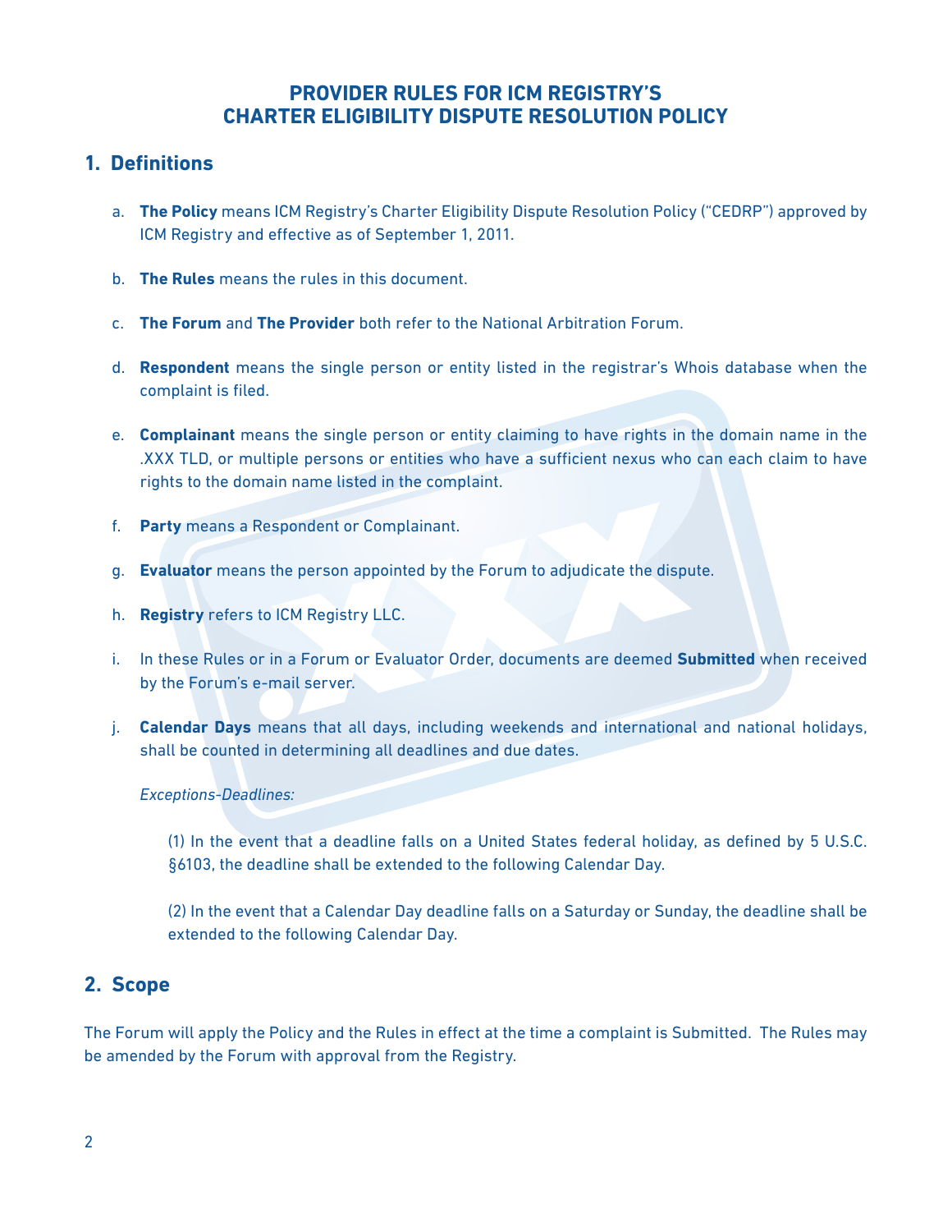# PROVIDER RULES FOR ICM REGISTRY'S CHARTER ELIGIBILITY DISPUTE RESOLUTION POLICY

## 1. Definitions

a. **The Policy** means ICM Registry's Charter Eligibility Dispute Resolution Policy ("CEDRP") approved by ICM Registry and effective as of September 1, 2011.

b. **The Rules** means the rules in this document.

c. **The Forum** and **The Provider** both refer to the National Arbitration Forum.

d. **Respondent** means the single person or entity listed in the registrar's Whois database when the complaint is filed.

e. **Complainant** means the single person or entity claiming to have rights in the domain name in the .XXX TLD, or multiple persons or entities who have a sufficient nexus who can each claim to have rights to the domain name listed in the complaint.

f. **Party** means a Respondent or Complainant.

g. **Evaluator** means the person appointed by the Forum to adjudicate the dispute.

h. **Registry** refers to ICM Registry LLC.

i. In these Rules or in a Forum or Evaluator Order, documents are deemed **Submitted** when received by the Forum's e-mail server.

j. **Calendar Days** means that all days, including weekends and international and national holidays, shall be counted in determining all deadlines and due dates.

*Exceptions-Deadlines:*

(1) In the event that a deadline falls on a United States federal holiday, as defined by 5 U.S.C. §6103, the deadline shall be extended to the following Calendar Day.

(2) In the event that a Calendar Day deadline falls on a Saturday or Sunday, the deadline shall be extended to the following Calendar Day.

## 2. Scope

The Forum will apply the Policy and the Rules in effect at the time a complaint is Submitted. The Rules may be amended by the Forum with approval from the Registry.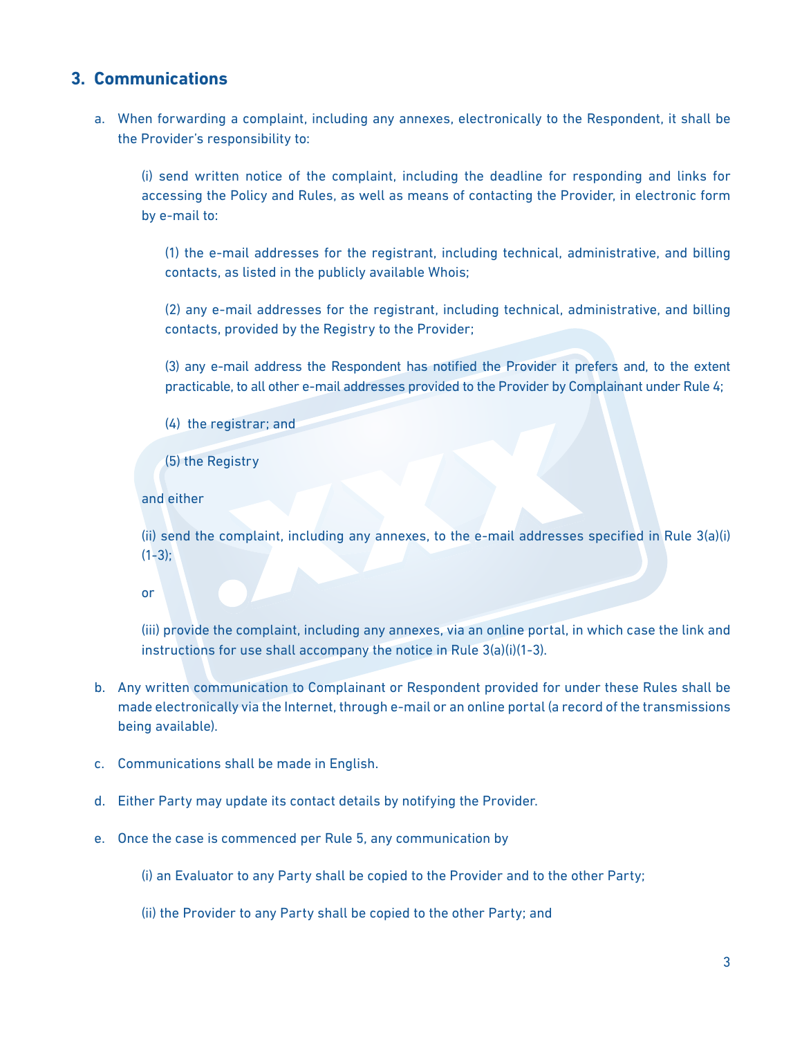## 3. Communications

a. When forwarding a complaint, including any annexes, electronically to the Respondent, it shall be the Provider's responsibility to:

   (i) send written notice of the complaint, including the deadline for responding and links for accessing the Policy and Rules, as well as means of contacting the Provider, in electronic form by e-mail to:

      (1) the e-mail addresses for the registrant, including technical, administrative, and billing contacts, as listed in the publicly available Whois;

      (2) any e-mail addresses for the registrant, including technical, administrative, and billing contacts, provided by the Registry to the Provider;

      (3) any e-mail address the Respondent has notified the Provider it prefers and, to the extent practicable, to all other e-mail addresses provided to the Provider by Complainant under Rule 4;

      (4) the registrar; and

      (5) the Registry

   and either

   (ii) send the complaint, including any annexes, to the e-mail addresses specified in Rule 3(a)(i)(1-3);

   or

   (iii) provide the complaint, including any annexes, via an online portal, in which case the link and instructions for use shall accompany the notice in Rule 3(a)(i)(1-3).

b. Any written communication to Complainant or Respondent provided for under these Rules shall be made electronically via the Internet, through e-mail or an online portal (a record of the transmissions being available).

c. Communications shall be made in English.

d. Either Party may update its contact details by notifying the Provider.

e. Once the case is commenced per Rule 5, any communication by

   (i) an Evaluator to any Party shall be copied to the Provider and to the other Party;

   (ii) the Provider to any Party shall be copied to the other Party; and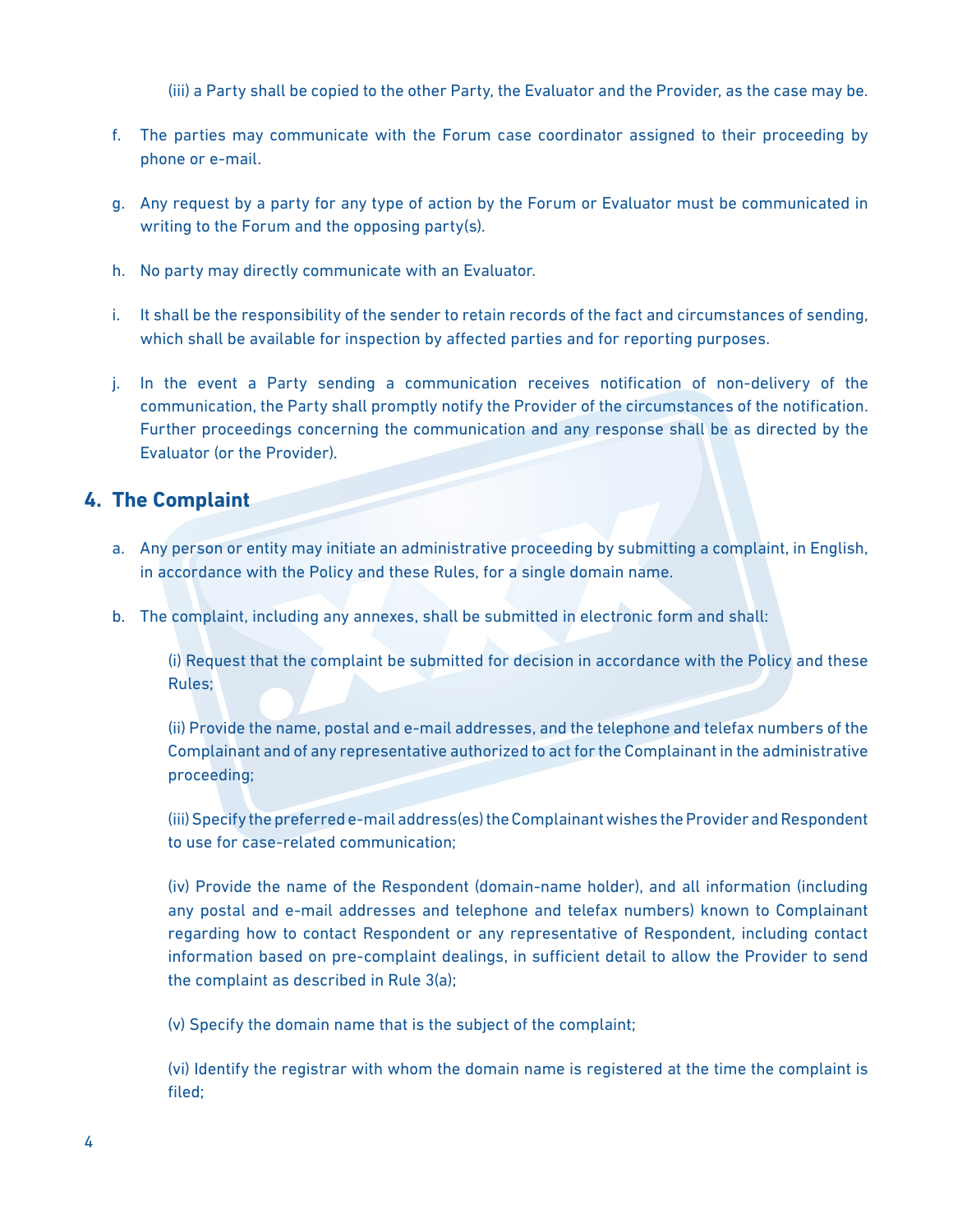(iii) a Party shall be copied to the other Party, the Evaluator and the Provider, as the case may be.

f. The parties may communicate with the Forum case coordinator assigned to their proceeding by phone or e-mail.

g. Any request by a party for any type of action by the Forum or Evaluator must be communicated in writing to the Forum and the opposing party(s).

h. No party may directly communicate with an Evaluator.

i. It shall be the responsibility of the sender to retain records of the fact and circumstances of sending, which shall be available for inspection by affected parties and for reporting purposes.

j. In the event a Party sending a communication receives notification of non-delivery of the communication, the Party shall promptly notify the Provider of the circumstances of the notification. Further proceedings concerning the communication and any response shall be as directed by the Evaluator (or the Provider).

## 4. The Complaint

a. Any person or entity may initiate an administrative proceeding by submitting a complaint, in English, in accordance with the Policy and these Rules, for a single domain name.

b. The complaint, including any annexes, shall be submitted in electronic form and shall:

(i) Request that the complaint be submitted for decision in accordance with the Policy and these Rules;

(ii) Provide the name, postal and e-mail addresses, and the telephone and telefax numbers of the Complainant and of any representative authorized to act for the Complainant in the administrative proceeding;

(iii) Specify the preferred e-mail address(es) the Complainant wishes the Provider and Respondent to use for case-related communication;

(iv) Provide the name of the Respondent (domain-name holder), and all information (including any postal and e-mail addresses and telephone and telefax numbers) known to Complainant regarding how to contact Respondent or any representative of Respondent, including contact information based on pre-complaint dealings, in sufficient detail to allow the Provider to send the complaint as described in Rule 3(a);

(v) Specify the domain name that is the subject of the complaint;

(vi) Identify the registrar with whom the domain name is registered at the time the complaint is filed;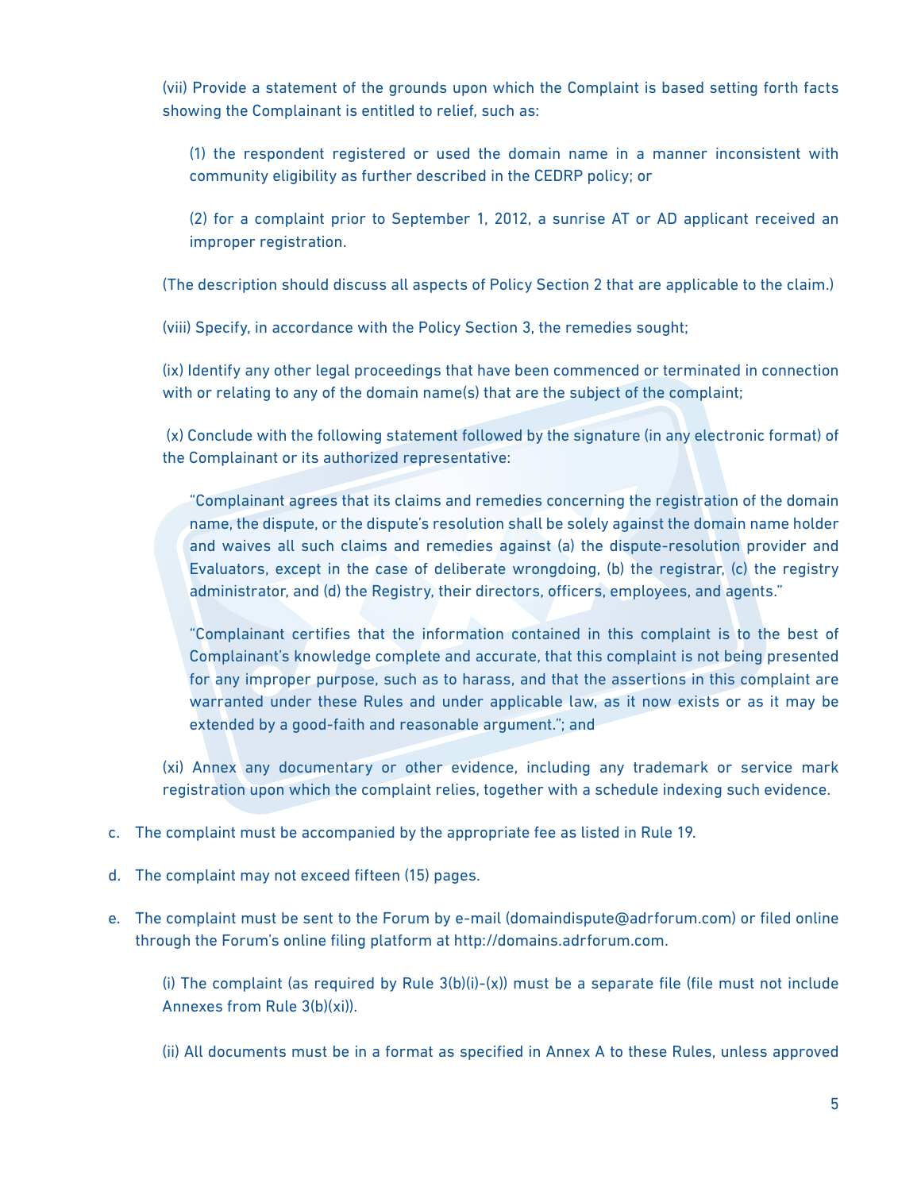(vii) Provide a statement of the grounds upon which the Complaint is based setting forth facts showing the Complainant is entitled to relief, such as:

(1) the respondent registered or used the domain name in a manner inconsistent with community eligibility as further described in the CEDRP policy; or

(2) for a complaint prior to September 1, 2012, a sunrise AT or AD applicant received an improper registration.

(The description should discuss all aspects of Policy Section 2 that are applicable to the claim.)

(viii) Specify, in accordance with the Policy Section 3, the remedies sought;

(ix) Identify any other legal proceedings that have been commenced or terminated in connection with or relating to any of the domain name(s) that are the subject of the complaint;

(x) Conclude with the following statement followed by the signature (in any electronic format) of the Complainant or its authorized representative:

> "Complainant agrees that its claims and remedies concerning the registration of the domain name, the dispute, or the dispute's resolution shall be solely against the domain name holder and waives all such claims and remedies against (a) the dispute-resolution provider and Evaluators, except in the case of deliberate wrongdoing, (b) the registrar, (c) the registry administrator, and (d) the Registry, their directors, officers, employees, and agents."

> "Complainant certifies that the information contained in this complaint is to the best of Complainant's knowledge complete and accurate, that this complaint is not being presented for any improper purpose, such as to harass, and that the assertions in this complaint are warranted under these Rules and under applicable law, as it now exists or as it may be extended by a good-faith and reasonable argument."; and

(xi) Annex any documentary or other evidence, including any trademark or service mark registration upon which the complaint relies, together with a schedule indexing such evidence.

c. The complaint must be accompanied by the appropriate fee as listed in Rule 19.

d. The complaint may not exceed fifteen (15) pages.

e. The complaint must be sent to the Forum by e-mail (domaindispute@adrforum.com) or filed online through the Forum's online filing platform at http://domains.adrforum.com.

(i) The complaint (as required by Rule 3(b)(i)-(x)) must be a separate file (file must not include Annexes from Rule 3(b)(xi)).

(ii) All documents must be in a format as specified in Annex A to these Rules, unless approved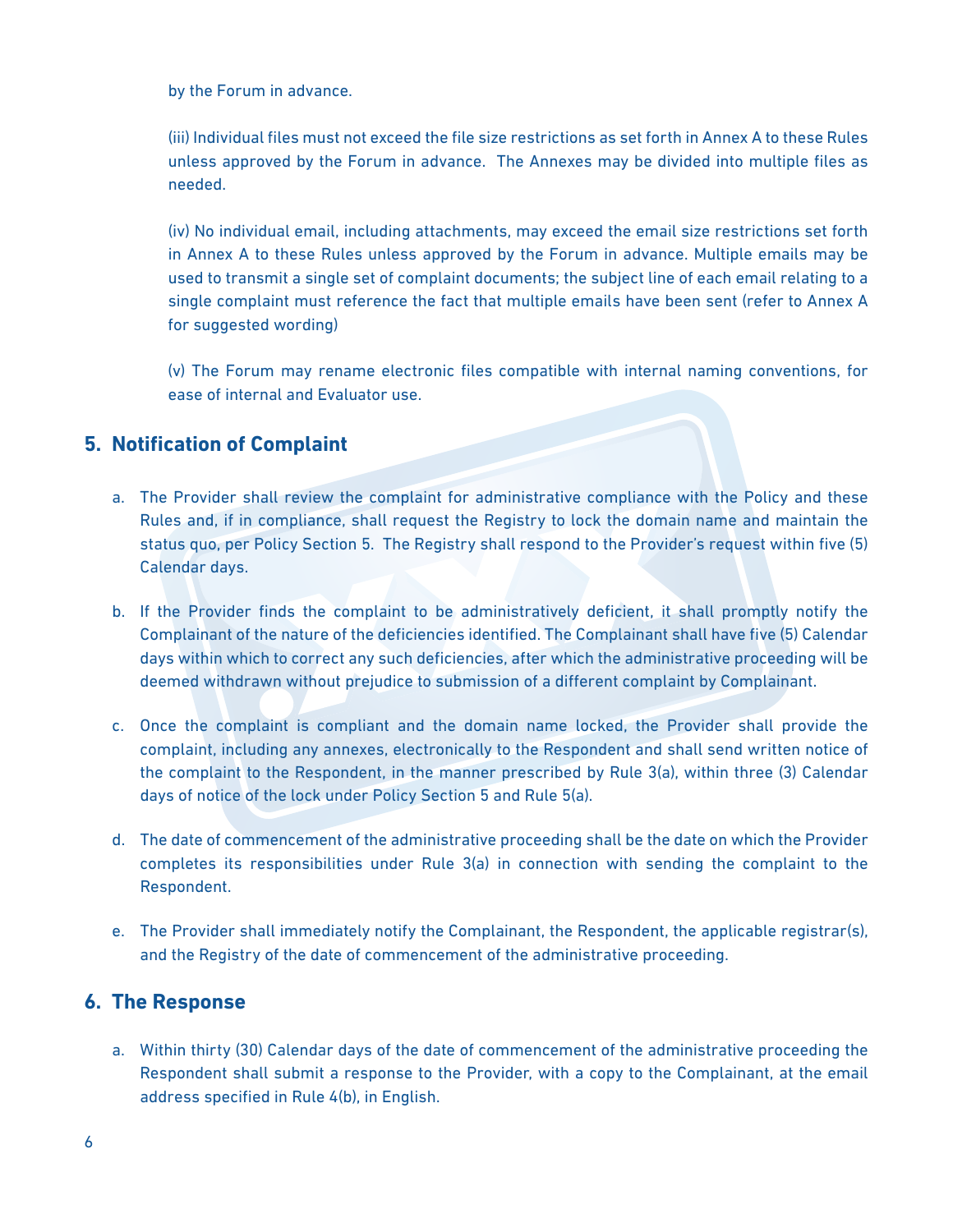by the Forum in advance.

(iii) Individual files must not exceed the file size restrictions as set forth in Annex A to these Rules unless approved by the Forum in advance. The Annexes may be divided into multiple files as needed.

(iv) No individual email, including attachments, may exceed the email size restrictions set forth in Annex A to these Rules unless approved by the Forum in advance. Multiple emails may be used to transmit a single set of complaint documents; the subject line of each email relating to a single complaint must reference the fact that multiple emails have been sent (refer to Annex A for suggested wording)

(v) The Forum may rename electronic files compatible with internal naming conventions, for ease of internal and Evaluator use.

## 5. Notification of Complaint

a. The Provider shall review the complaint for administrative compliance with the Policy and these Rules and, if in compliance, shall request the Registry to lock the domain name and maintain the status quo, per Policy Section 5. The Registry shall respond to the Provider's request within five (5) Calendar days.

b. If the Provider finds the complaint to be administratively deficient, it shall promptly notify the Complainant of the nature of the deficiencies identified. The Complainant shall have five (5) Calendar days within which to correct any such deficiencies, after which the administrative proceeding will be deemed withdrawn without prejudice to submission of a different complaint by Complainant.

c. Once the complaint is compliant and the domain name locked, the Provider shall provide the complaint, including any annexes, electronically to the Respondent and shall send written notice of the complaint to the Respondent, in the manner prescribed by Rule 3(a), within three (3) Calendar days of notice of the lock under Policy Section 5 and Rule 5(a).

d. The date of commencement of the administrative proceeding shall be the date on which the Provider completes its responsibilities under Rule 3(a) in connection with sending the complaint to the Respondent.

e. The Provider shall immediately notify the Complainant, the Respondent, the applicable registrar(s), and the Registry of the date of commencement of the administrative proceeding.

## 6. The Response

a. Within thirty (30) Calendar days of the date of commencement of the administrative proceeding the Respondent shall submit a response to the Provider, with a copy to the Complainant, at the email address specified in Rule 4(b), in English.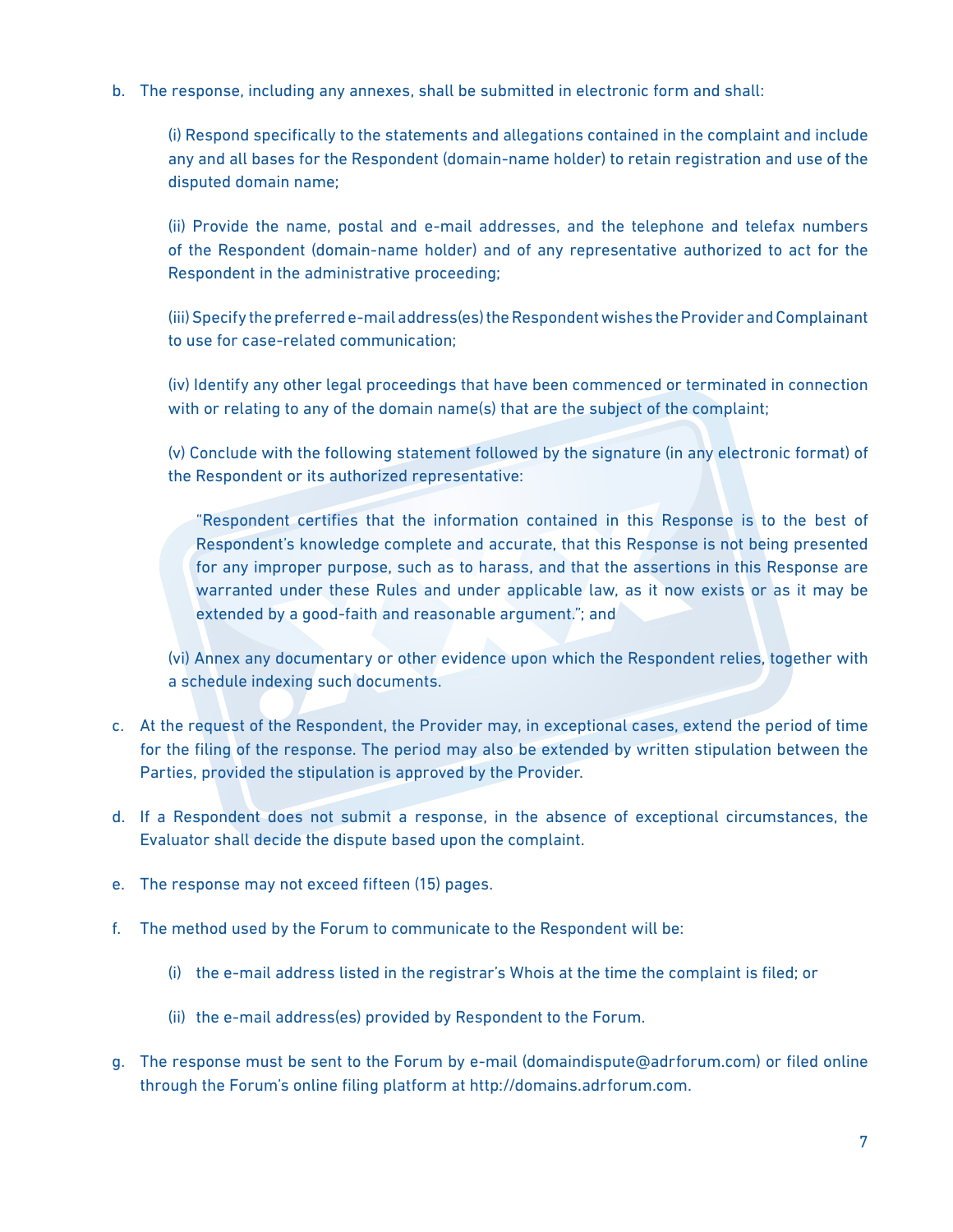b. The response, including any annexes, shall be submitted in electronic form and shall:

   (i) Respond specifically to the statements and allegations contained in the complaint and include any and all bases for the Respondent (domain-name holder) to retain registration and use of the disputed domain name;

   (ii) Provide the name, postal and e-mail addresses, and the telephone and telefax numbers of the Respondent (domain-name holder) and of any representative authorized to act for the Respondent in the administrative proceeding;

   (iii) Specify the preferred e-mail address(es) the Respondent wishes the Provider and Complainant to use for case-related communication;

   (iv) Identify any other legal proceedings that have been commenced or terminated in connection with or relating to any of the domain name(s) that are the subject of the complaint;

   (v) Conclude with the following statement followed by the signature (in any electronic format) of the Respondent or its authorized representative:

   > "Respondent certifies that the information contained in this Response is to the best of Respondent's knowledge complete and accurate, that this Response is not being presented for any improper purpose, such as to harass, and that the assertions in this Response are warranted under these Rules and under applicable law, as it now exists or as it may be extended by a good-faith and reasonable argument."; and

   (vi) Annex any documentary or other evidence upon which the Respondent relies, together with a schedule indexing such documents.

c. At the request of the Respondent, the Provider may, in exceptional cases, extend the period of time for the filing of the response. The period may also be extended by written stipulation between the Parties, provided the stipulation is approved by the Provider.

d. If a Respondent does not submit a response, in the absence of exceptional circumstances, the Evaluator shall decide the dispute based upon the complaint.

e. The response may not exceed fifteen (15) pages.

f. The method used by the Forum to communicate to the Respondent will be:

   (i) the e-mail address listed in the registrar's Whois at the time the complaint is filed; or

   (ii) the e-mail address(es) provided by Respondent to the Forum.

g. The response must be sent to the Forum by e-mail (domaindispute@adrforum.com) or filed online through the Forum's online filing platform at http://domains.adrforum.com.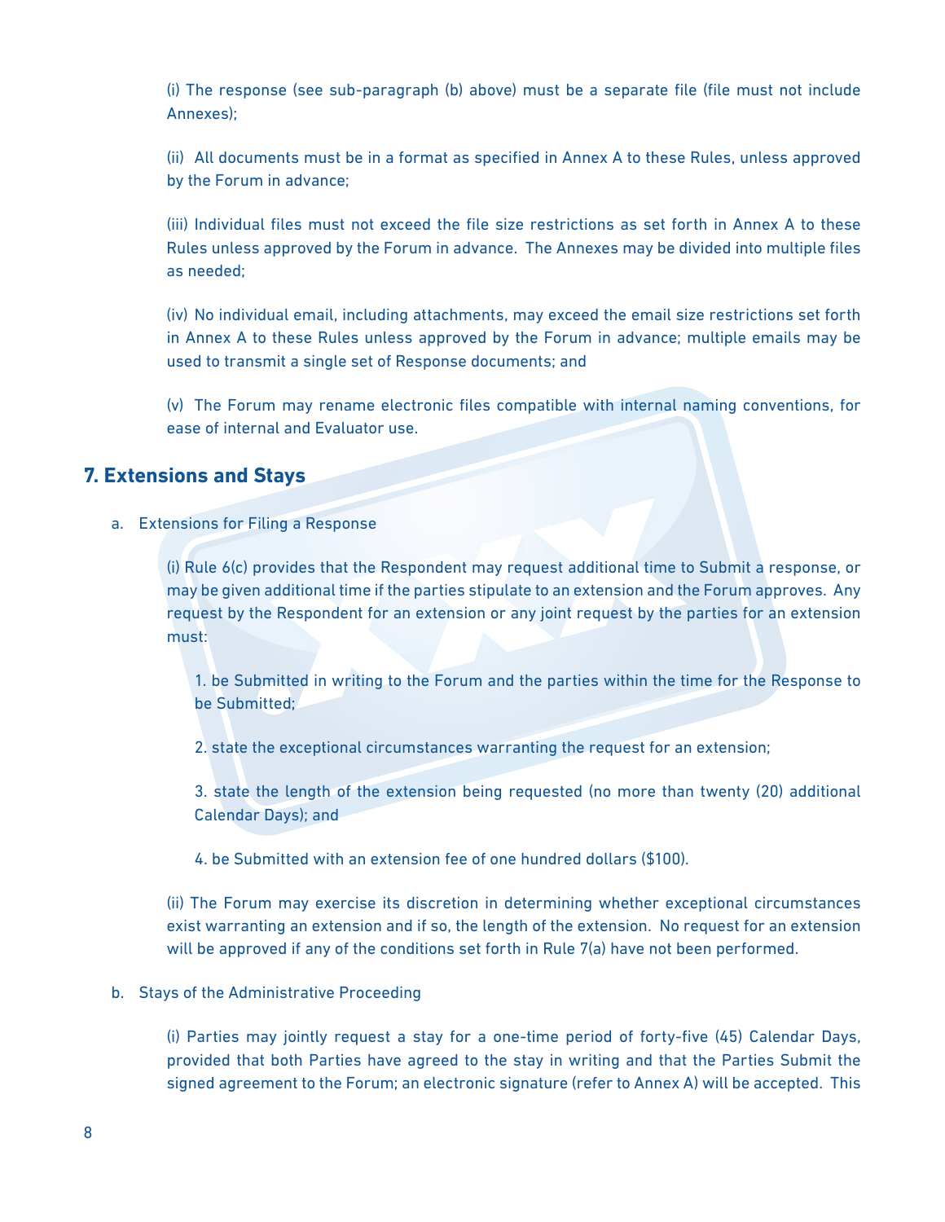(i) The response (see sub-paragraph (b) above) must be a separate file (file must not include Annexes);

(ii) All documents must be in a format as specified in Annex A to these Rules, unless approved by the Forum in advance;

(iii) Individual files must not exceed the file size restrictions as set forth in Annex A to these Rules unless approved by the Forum in advance. The Annexes may be divided into multiple files as needed;

(iv) No individual email, including attachments, may exceed the email size restrictions set forth in Annex A to these Rules unless approved by the Forum in advance; multiple emails may be used to transmit a single set of Response documents; and

(v) The Forum may rename electronic files compatible with internal naming conventions, for ease of internal and Evaluator use.

## 7. Extensions and Stays

a. Extensions for Filing a Response

(i) Rule 6(c) provides that the Respondent may request additional time to Submit a response, or may be given additional time if the parties stipulate to an extension and the Forum approves. Any request by the Respondent for an extension or any joint request by the parties for an extension must:

1. be Submitted in writing to the Forum and the parties within the time for the Response to be Submitted;

2. state the exceptional circumstances warranting the request for an extension;

3. state the length of the extension being requested (no more than twenty (20) additional Calendar Days); and

4. be Submitted with an extension fee of one hundred dollars ($100).

(ii) The Forum may exercise its discretion in determining whether exceptional circumstances exist warranting an extension and if so, the length of the extension. No request for an extension will be approved if any of the conditions set forth in Rule 7(a) have not been performed.

b. Stays of the Administrative Proceeding

(i) Parties may jointly request a stay for a one-time period of forty-five (45) Calendar Days, provided that both Parties have agreed to the stay in writing and that the Parties Submit the signed agreement to the Forum; an electronic signature (refer to Annex A) will be accepted. This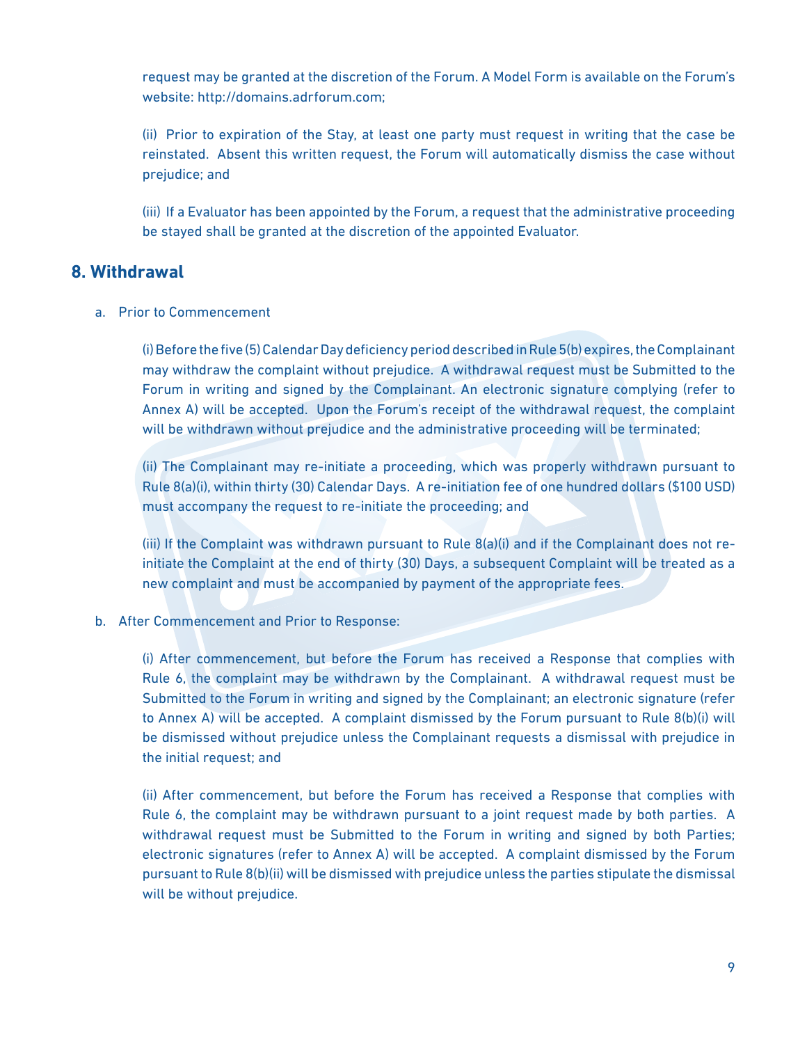request may be granted at the discretion of the Forum. A Model Form is available on the Forum's website: http://domains.adrforum.com;

(ii) Prior to expiration of the Stay, at least one party must request in writing that the case be reinstated. Absent this written request, the Forum will automatically dismiss the case without prejudice; and

(iii) If a Evaluator has been appointed by the Forum, a request that the administrative proceeding be stayed shall be granted at the discretion of the appointed Evaluator.

## 8. Withdrawal

a. Prior to Commencement

(i) Before the five (5) Calendar Day deficiency period described in Rule 5(b) expires, the Complainant may withdraw the complaint without prejudice. A withdrawal request must be Submitted to the Forum in writing and signed by the Complainant. An electronic signature complying (refer to Annex A) will be accepted. Upon the Forum's receipt of the withdrawal request, the complaint will be withdrawn without prejudice and the administrative proceeding will be terminated;

(ii) The Complainant may re-initiate a proceeding, which was properly withdrawn pursuant to Rule 8(a)(i), within thirty (30) Calendar Days. A re-initiation fee of one hundred dollars ($100 USD) must accompany the request to re-initiate the proceeding; and

(iii) If the Complaint was withdrawn pursuant to Rule 8(a)(i) and if the Complainant does not re-initiate the Complaint at the end of thirty (30) Days, a subsequent Complaint will be treated as a new complaint and must be accompanied by payment of the appropriate fees.

b. After Commencement and Prior to Response:

(i) After commencement, but before the Forum has received a Response that complies with Rule 6, the complaint may be withdrawn by the Complainant. A withdrawal request must be Submitted to the Forum in writing and signed by the Complainant; an electronic signature (refer to Annex A) will be accepted. A complaint dismissed by the Forum pursuant to Rule 8(b)(i) will be dismissed without prejudice unless the Complainant requests a dismissal with prejudice in the initial request; and

(ii) After commencement, but before the Forum has received a Response that complies with Rule 6, the complaint may be withdrawn pursuant to a joint request made by both parties. A withdrawal request must be Submitted to the Forum in writing and signed by both Parties; electronic signatures (refer to Annex A) will be accepted. A complaint dismissed by the Forum pursuant to Rule 8(b)(ii) will be dismissed with prejudice unless the parties stipulate the dismissal will be without prejudice.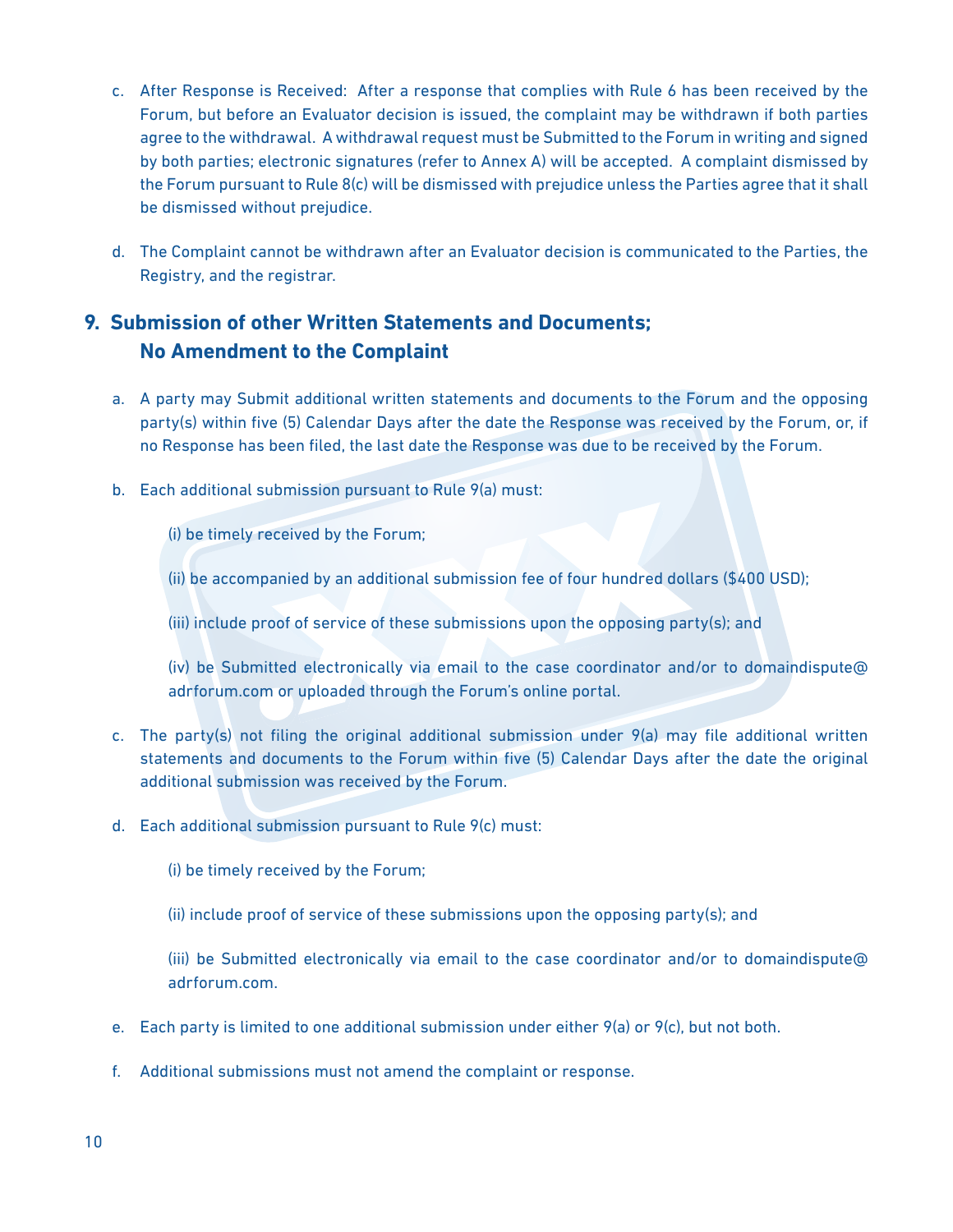c. After Response is Received: After a response that complies with Rule 6 has been received by the Forum, but before an Evaluator decision is issued, the complaint may be withdrawn if both parties agree to the withdrawal. A withdrawal request must be Submitted to the Forum in writing and signed by both parties; electronic signatures (refer to Annex A) will be accepted. A complaint dismissed by the Forum pursuant to Rule 8(c) will be dismissed with prejudice unless the Parties agree that it shall be dismissed without prejudice.

d. The Complaint cannot be withdrawn after an Evaluator decision is communicated to the Parties, the Registry, and the registrar.

## 9. Submission of other Written Statements and Documents; No Amendment to the Complaint

a. A party may Submit additional written statements and documents to the Forum and the opposing party(s) within five (5) Calendar Days after the date the Response was received by the Forum, or, if no Response has been filed, the last date the Response was due to be received by the Forum.

b. Each additional submission pursuant to Rule 9(a) must:

(i) be timely received by the Forum;

(ii) be accompanied by an additional submission fee of four hundred dollars ($400 USD);

(iii) include proof of service of these submissions upon the opposing party(s); and

(iv) be Submitted electronically via email to the case coordinator and/or to domaindispute@adrforum.com or uploaded through the Forum's online portal.

c. The party(s) not filing the original additional submission under 9(a) may file additional written statements and documents to the Forum within five (5) Calendar Days after the date the original additional submission was received by the Forum.

d. Each additional submission pursuant to Rule 9(c) must:

(i) be timely received by the Forum;

(ii) include proof of service of these submissions upon the opposing party(s); and

(iii) be Submitted electronically via email to the case coordinator and/or to domaindispute@adrforum.com.

e. Each party is limited to one additional submission under either 9(a) or 9(c), but not both.

f. Additional submissions must not amend the complaint or response.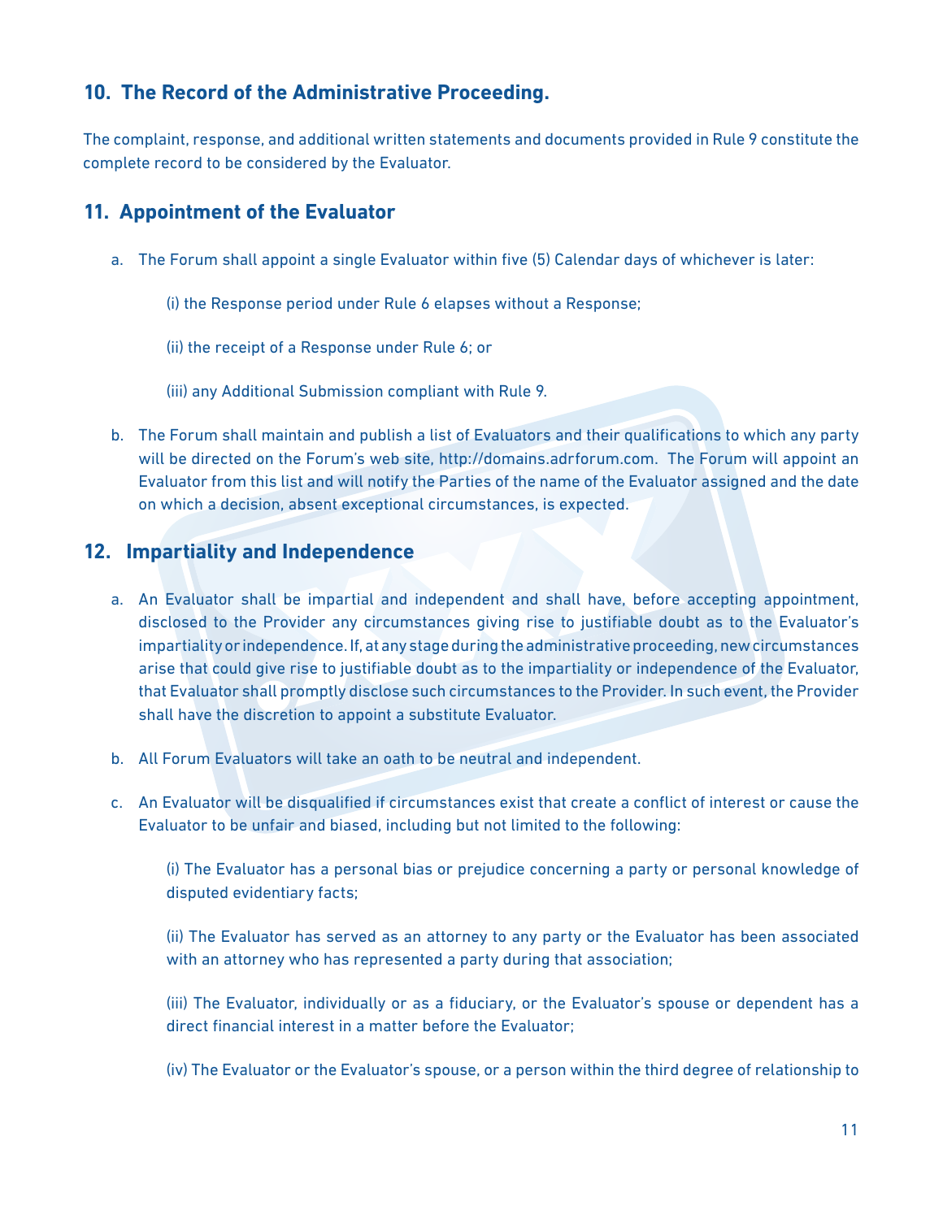## 10. The Record of the Administrative Proceeding.

The complaint, response, and additional written statements and documents provided in Rule 9 constitute the complete record to be considered by the Evaluator.

## 11. Appointment of the Evaluator

a. The Forum shall appoint a single Evaluator within five (5) Calendar days of whichever is later:

   (i) the Response period under Rule 6 elapses without a Response;

   (ii) the receipt of a Response under Rule 6; or

   (iii) any Additional Submission compliant with Rule 9.

b. The Forum shall maintain and publish a list of Evaluators and their qualifications to which any party will be directed on the Forum's web site, http://domains.adrforum.com. The Forum will appoint an Evaluator from this list and will notify the Parties of the name of the Evaluator assigned and the date on which a decision, absent exceptional circumstances, is expected.

## 12. Impartiality and Independence

a. An Evaluator shall be impartial and independent and shall have, before accepting appointment, disclosed to the Provider any circumstances giving rise to justifiable doubt as to the Evaluator's impartiality or independence. If, at any stage during the administrative proceeding, new circumstances arise that could give rise to justifiable doubt as to the impartiality or independence of the Evaluator, that Evaluator shall promptly disclose such circumstances to the Provider. In such event, the Provider shall have the discretion to appoint a substitute Evaluator.

b. All Forum Evaluators will take an oath to be neutral and independent.

c. An Evaluator will be disqualified if circumstances exist that create a conflict of interest or cause the Evaluator to be unfair and biased, including but not limited to the following:

   (i) The Evaluator has a personal bias or prejudice concerning a party or personal knowledge of disputed evidentiary facts;

   (ii) The Evaluator has served as an attorney to any party or the Evaluator has been associated with an attorney who has represented a party during that association;

   (iii) The Evaluator, individually or as a fiduciary, or the Evaluator's spouse or dependent has a direct financial interest in a matter before the Evaluator;

   (iv) The Evaluator or the Evaluator's spouse, or a person within the third degree of relationship to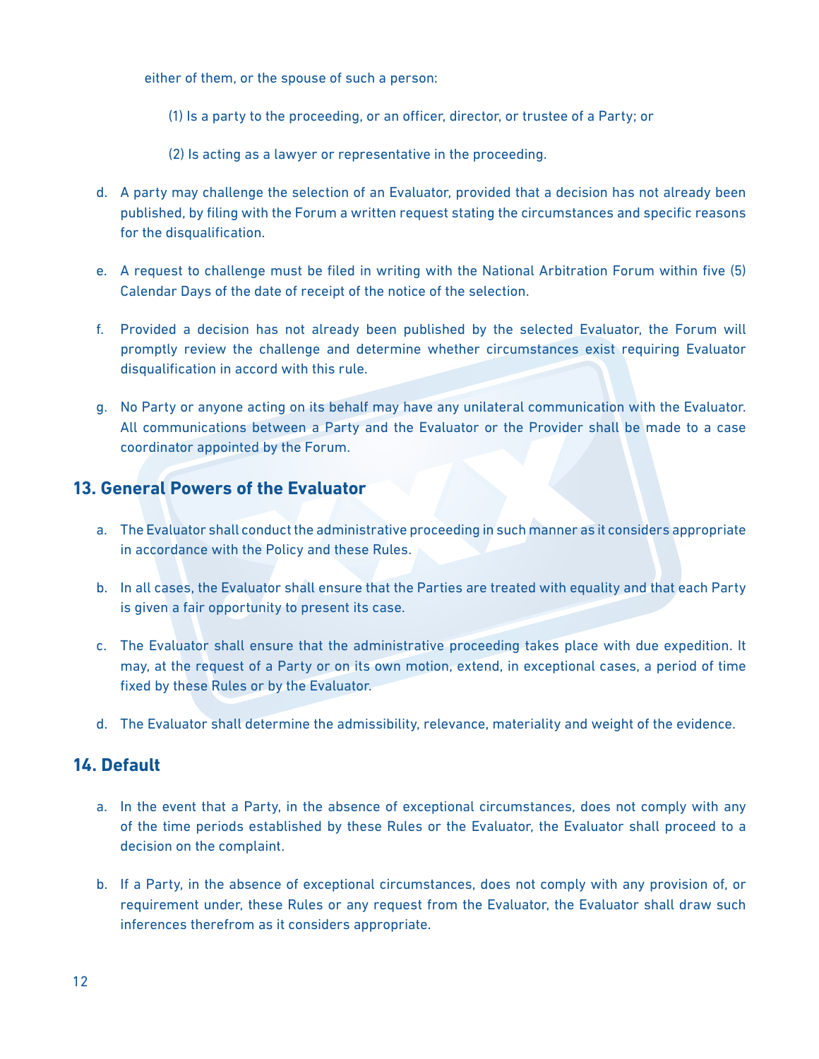either of them, or the spouse of such a person:

(1) Is a party to the proceeding, or an officer, director, or trustee of a Party; or

(2) Is acting as a lawyer or representative in the proceeding.

d. A party may challenge the selection of an Evaluator, provided that a decision has not already been published, by filing with the Forum a written request stating the circumstances and specific reasons for the disqualification.

e. A request to challenge must be filed in writing with the National Arbitration Forum within five (5) Calendar Days of the date of receipt of the notice of the selection.

f. Provided a decision has not already been published by the selected Evaluator, the Forum will promptly review the challenge and determine whether circumstances exist requiring Evaluator disqualification in accord with this rule.

g. No Party or anyone acting on its behalf may have any unilateral communication with the Evaluator. All communications between a Party and the Evaluator or the Provider shall be made to a case coordinator appointed by the Forum.

## 13. General Powers of the Evaluator

a. The Evaluator shall conduct the administrative proceeding in such manner as it considers appropriate in accordance with the Policy and these Rules.

b. In all cases, the Evaluator shall ensure that the Parties are treated with equality and that each Party is given a fair opportunity to present its case.

c. The Evaluator shall ensure that the administrative proceeding takes place with due expedition. It may, at the request of a Party or on its own motion, extend, in exceptional cases, a period of time fixed by these Rules or by the Evaluator.

d. The Evaluator shall determine the admissibility, relevance, materiality and weight of the evidence.

## 14. Default

a. In the event that a Party, in the absence of exceptional circumstances, does not comply with any of the time periods established by these Rules or the Evaluator, the Evaluator shall proceed to a decision on the complaint.

b. If a Party, in the absence of exceptional circumstances, does not comply with any provision of, or requirement under, these Rules or any request from the Evaluator, the Evaluator shall draw such inferences therefrom as it considers appropriate.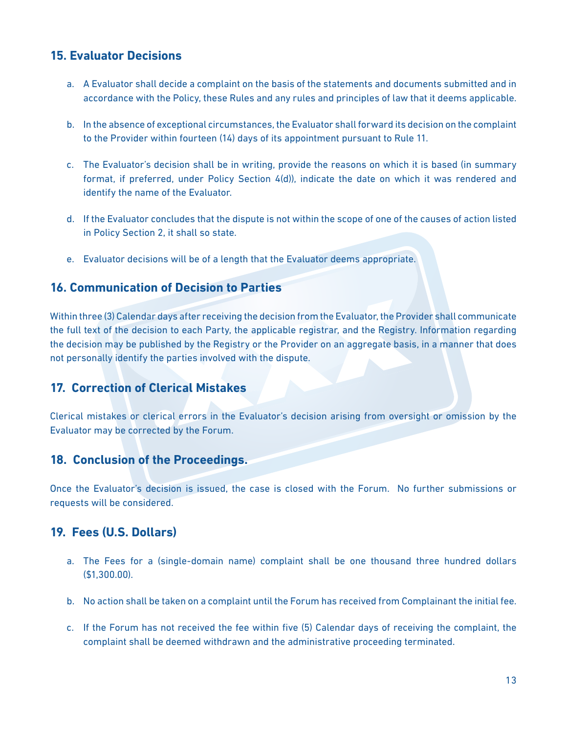## 15. Evaluator Decisions

a. A Evaluator shall decide a complaint on the basis of the statements and documents submitted and in accordance with the Policy, these Rules and any rules and principles of law that it deems applicable.

b. In the absence of exceptional circumstances, the Evaluator shall forward its decision on the complaint to the Provider within fourteen (14) days of its appointment pursuant to Rule 11.

c. The Evaluator's decision shall be in writing, provide the reasons on which it is based (in summary format, if preferred, under Policy Section 4(d)), indicate the date on which it was rendered and identify the name of the Evaluator.

d. If the Evaluator concludes that the dispute is not within the scope of one of the causes of action listed in Policy Section 2, it shall so state.

e. Evaluator decisions will be of a length that the Evaluator deems appropriate.

## 16. Communication of Decision to Parties

Within three (3) Calendar days after receiving the decision from the Evaluator, the Provider shall communicate the full text of the decision to each Party, the applicable registrar, and the Registry. Information regarding the decision may be published by the Registry or the Provider on an aggregate basis, in a manner that does not personally identify the parties involved with the dispute.

## 17. Correction of Clerical Mistakes

Clerical mistakes or clerical errors in the Evaluator's decision arising from oversight or omission by the Evaluator may be corrected by the Forum.

## 18. Conclusion of the Proceedings.

Once the Evaluator's decision is issued, the case is closed with the Forum. No further submissions or requests will be considered.

## 19. Fees (U.S. Dollars)

a. The Fees for a (single-domain name) complaint shall be one thousand three hundred dollars ($1,300.00).

b. No action shall be taken on a complaint until the Forum has received from Complainant the initial fee.

c. If the Forum has not received the fee within five (5) Calendar days of receiving the complaint, the complaint shall be deemed withdrawn and the administrative proceeding terminated.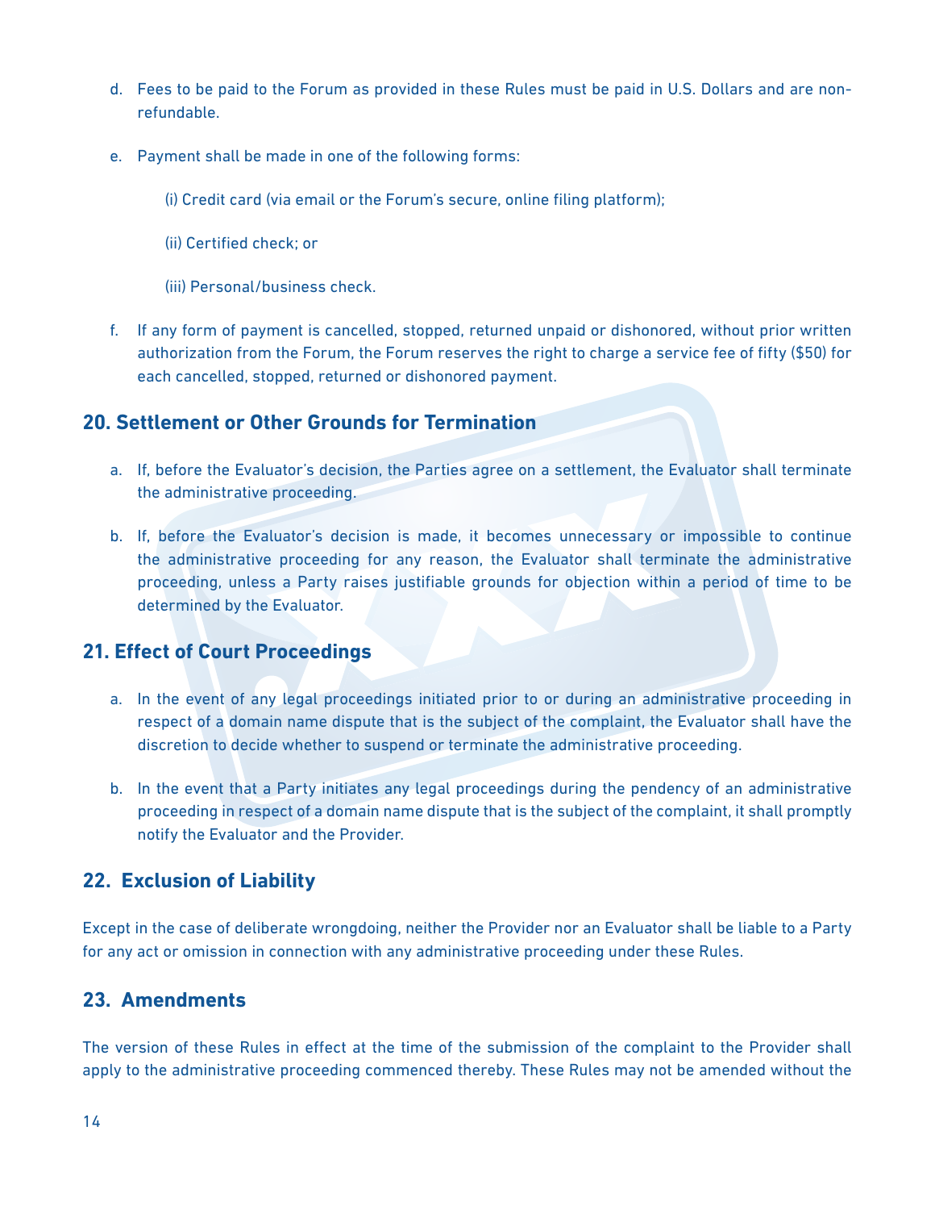d. Fees to be paid to the Forum as provided in these Rules must be paid in U.S. Dollars and are non-refundable.

e. Payment shall be made in one of the following forms:

(i) Credit card (via email or the Forum's secure, online filing platform);

(ii) Certified check; or

(iii) Personal/business check.

f. If any form of payment is cancelled, stopped, returned unpaid or dishonored, without prior written authorization from the Forum, the Forum reserves the right to charge a service fee of fifty ($50) for each cancelled, stopped, returned or dishonored payment.

## 20. Settlement or Other Grounds for Termination

a. If, before the Evaluator's decision, the Parties agree on a settlement, the Evaluator shall terminate the administrative proceeding.

b. If, before the Evaluator's decision is made, it becomes unnecessary or impossible to continue the administrative proceeding for any reason, the Evaluator shall terminate the administrative proceeding, unless a Party raises justifiable grounds for objection within a period of time to be determined by the Evaluator.

## 21. Effect of Court Proceedings

a. In the event of any legal proceedings initiated prior to or during an administrative proceeding in respect of a domain name dispute that is the subject of the complaint, the Evaluator shall have the discretion to decide whether to suspend or terminate the administrative proceeding.

b. In the event that a Party initiates any legal proceedings during the pendency of an administrative proceeding in respect of a domain name dispute that is the subject of the complaint, it shall promptly notify the Evaluator and the Provider.

## 22. Exclusion of Liability

Except in the case of deliberate wrongdoing, neither the Provider nor an Evaluator shall be liable to a Party for any act or omission in connection with any administrative proceeding under these Rules.

## 23. Amendments

The version of these Rules in effect at the time of the submission of the complaint to the Provider shall apply to the administrative proceeding commenced thereby. These Rules may not be amended without the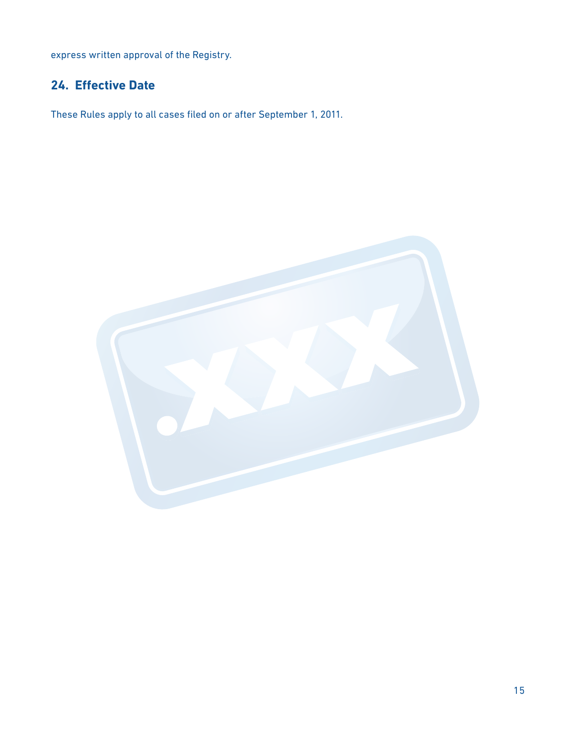express written approval of the Registry.

## 24. Effective Date

These Rules apply to all cases filed on or after September 1, 2011.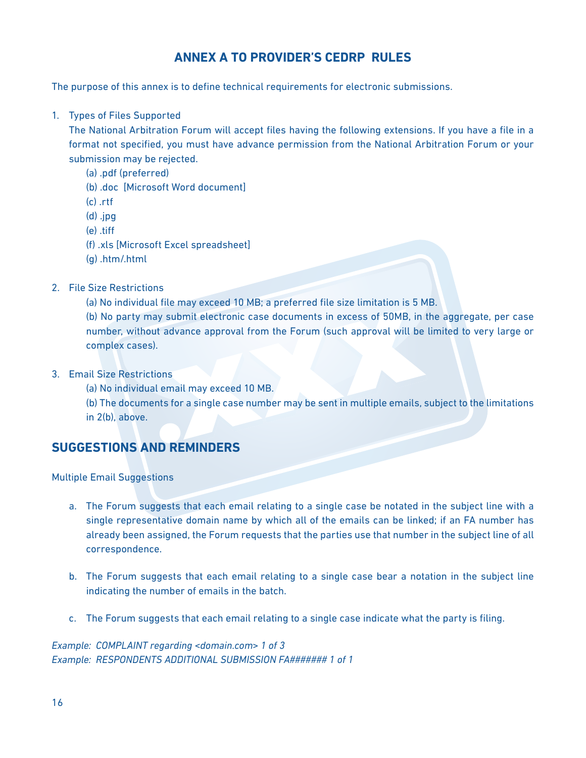# ANNEX A TO PROVIDER'S CEDRP RULES

The purpose of this annex is to define technical requirements for electronic submissions.

1. Types of Files Supported
   The National Arbitration Forum will accept files having the following extensions. If you have a file in a format not specified, you must have advance permission from the National Arbitration Forum or your submission may be rejected.
   (a) .pdf (preferred)
   (b) .doc [Microsoft Word document]
   (c) .rtf
   (d) .jpg
   (e) .tiff
   (f) .xls [Microsoft Excel spreadsheet]
   (g) .htm/.html

2. File Size Restrictions
   (a) No individual file may exceed 10 MB; a preferred file size limitation is 5 MB.
   (b) No party may submit electronic case documents in excess of 50MB, in the aggregate, per case number, without advance approval from the Forum (such approval will be limited to very large or complex cases).

3. Email Size Restrictions
   (a) No individual email may exceed 10 MB.
   (b) The documents for a single case number may be sent in multiple emails, subject to the limitations in 2(b), above.

## SUGGESTIONS AND REMINDERS

Multiple Email Suggestions

a. The Forum suggests that each email relating to a single case be notated in the subject line with a single representative domain name by which all of the emails can be linked; if an FA number has already been assigned, the Forum requests that the parties use that number in the subject line of all correspondence.

b. The Forum suggests that each email relating to a single case bear a notation in the subject line indicating the number of emails in the batch.

c. The Forum suggests that each email relating to a single case indicate what the party is filing.

*Example: COMPLAINT regarding <domain.com> 1 of 3*
*Example: RESPONDENTS ADDITIONAL SUBMISSION FA####### 1 of 1*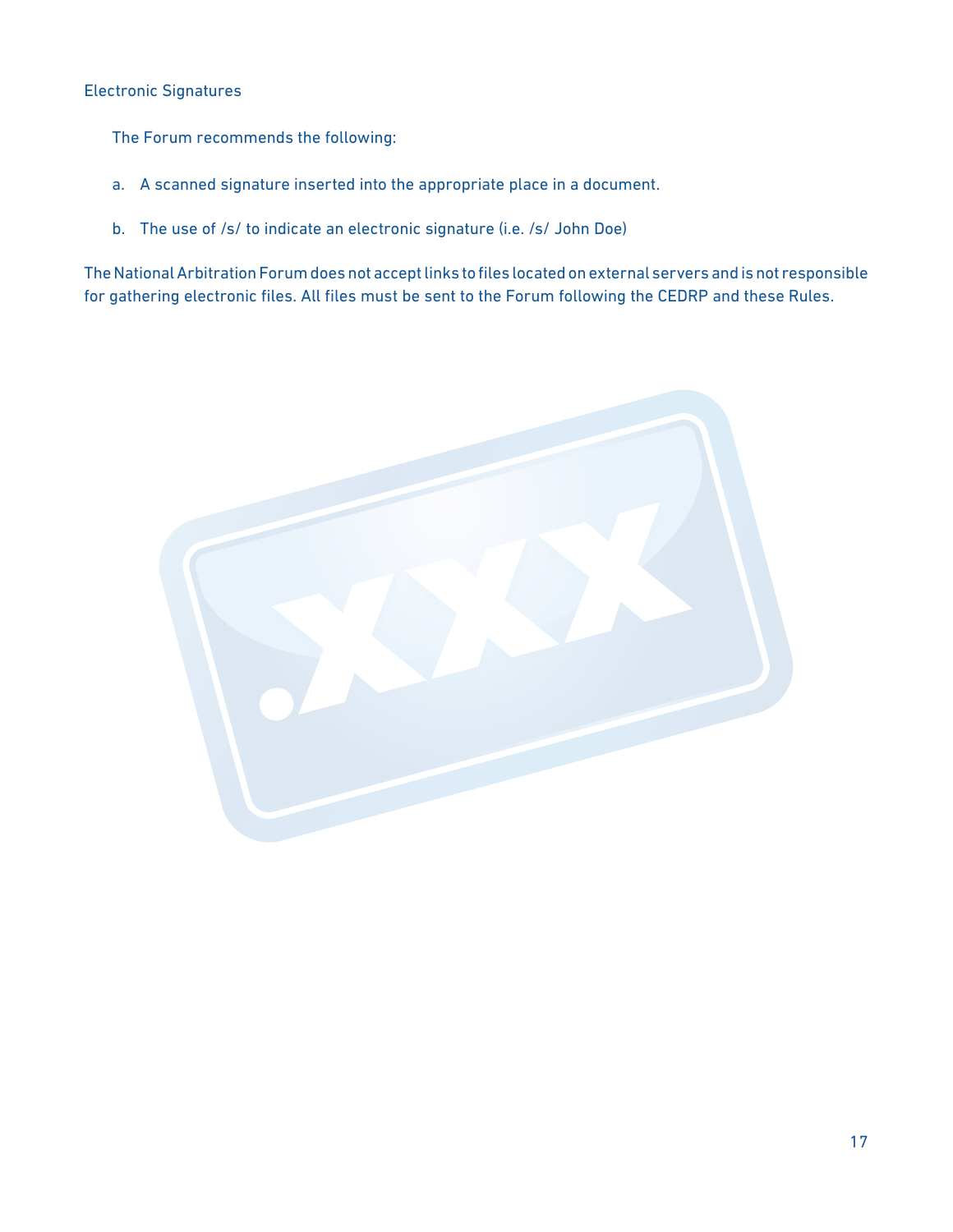### Electronic Signatures

The Forum recommends the following:

a. A scanned signature inserted into the appropriate place in a document.

b. The use of /s/ to indicate an electronic signature (i.e. /s/ John Doe)

The National Arbitration Forum does not accept links to files located on external servers and is not responsible for gathering electronic files. All files must be sent to the Forum following the CEDRP and these Rules.